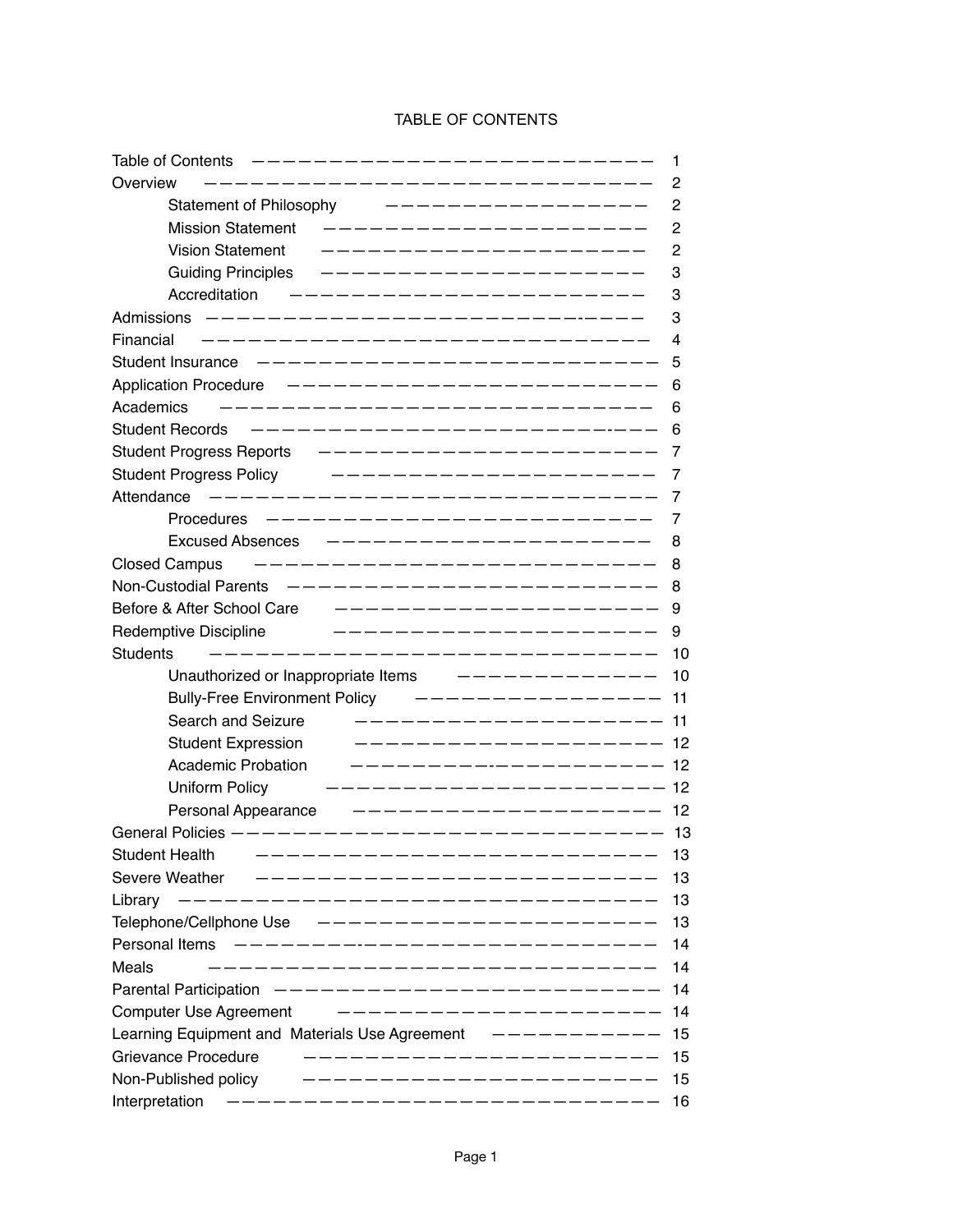# TABLE OF CONTENTS

| Section | Page |
|---|---|
| Table of Contents | 1 |
| Overview | 2 |
| Statement of Philosophy | 2 |
| Mission Statement | 2 |
| Vision Statement | 2 |
| Guiding Principles | 3 |
| Accreditation | 3 |
| Admissions | 3 |
| Financial | 4 |
| Student Insurance | 5 |
| Application Procedure | 6 |
| Academics | 6 |
| Student Records | 6 |
| Student Progress Reports | 7 |
| Student Progress Policy | 7 |
| Attendance | 7 |
| Procedures | 7 |
| Excused Absences | 8 |
| Closed Campus | 8 |
| Non-Custodial Parents | 8 |
| Before & After School Care | 9 |
| Redemptive Discipline | 9 |
| Students | 10 |
| Unauthorized or Inappropriate Items | 10 |
| Bully-Free Environment Policy | 11 |
| Search and Seizure | 11 |
| Student Expression | 12 |
| Academic Probation | 12 |
| Uniform Policy | 12 |
| Personal Appearance | 12 |
| General Policies | 13 |
| Student Health | 13 |
| Severe Weather | 13 |
| Library | 13 |
| Telephone/Cellphone Use | 13 |
| Personal Items | 14 |
| Meals | 14 |
| Parental Participation | 14 |
| Computer Use Agreement | 14 |
| Learning Equipment and Materials Use Agreement | 15 |
| Grievance Procedure | 15 |
| Non-Published policy | 15 |
| Interpretation | 16 |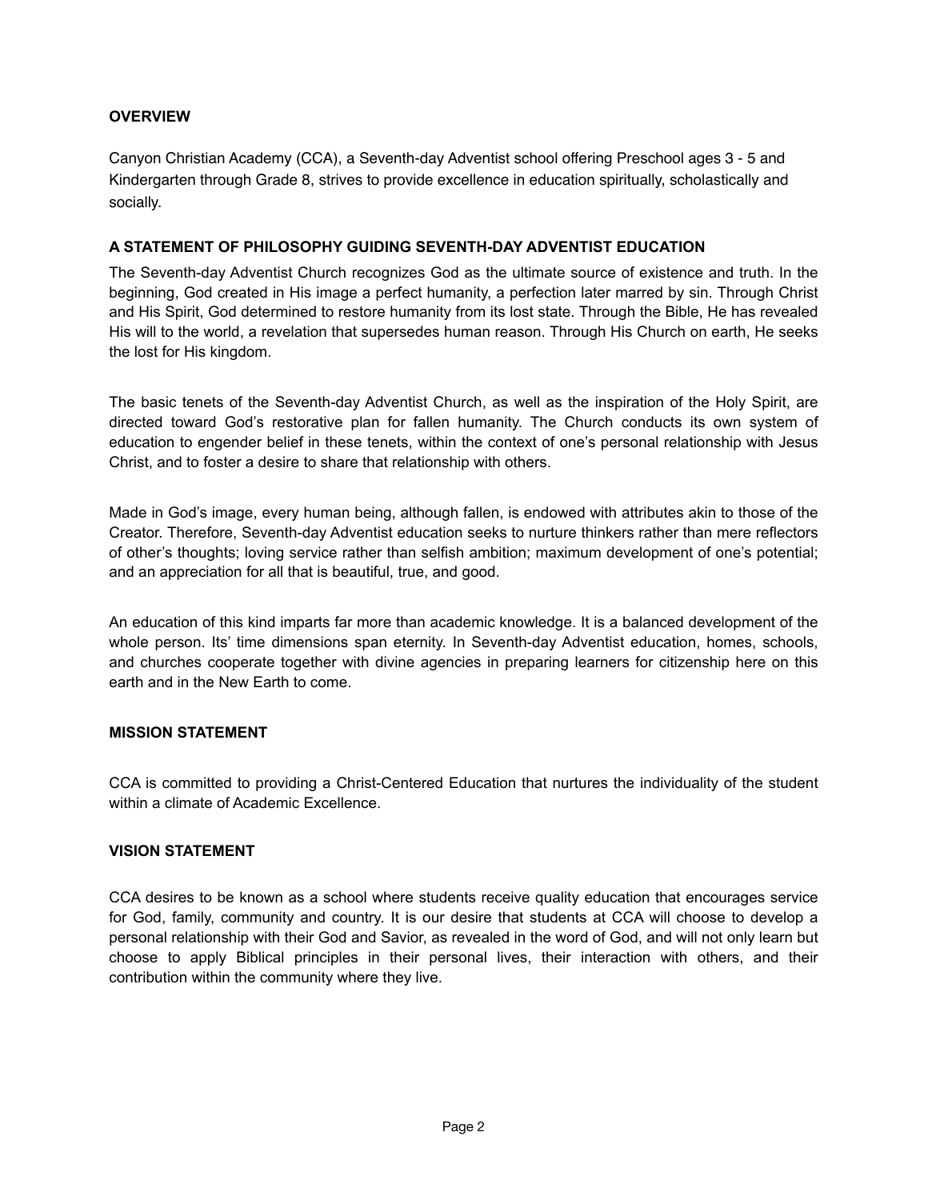## OVERVIEW

Canyon Christian Academy (CCA), a Seventh-day Adventist school offering Preschool ages 3 - 5 and Kindergarten through Grade 8, strives to provide excellence in education spiritually, scholastically and socially.

## A STATEMENT OF PHILOSOPHY GUIDING SEVENTH-DAY ADVENTIST EDUCATION

The Seventh-day Adventist Church recognizes God as the ultimate source of existence and truth. In the beginning, God created in His image a perfect humanity, a perfection later marred by sin. Through Christ and His Spirit, God determined to restore humanity from its lost state. Through the Bible, He has revealed His will to the world, a revelation that supersedes human reason. Through His Church on earth, He seeks the lost for His kingdom.

The basic tenets of the Seventh-day Adventist Church, as well as the inspiration of the Holy Spirit, are directed toward God's restorative plan for fallen humanity. The Church conducts its own system of education to engender belief in these tenets, within the context of one's personal relationship with Jesus Christ, and to foster a desire to share that relationship with others.

Made in God's image, every human being, although fallen, is endowed with attributes akin to those of the Creator. Therefore, Seventh-day Adventist education seeks to nurture thinkers rather than mere reflectors of other's thoughts; loving service rather than selfish ambition; maximum development of one's potential; and an appreciation for all that is beautiful, true, and good.

An education of this kind imparts far more than academic knowledge. It is a balanced development of the whole person. Its' time dimensions span eternity. In Seventh-day Adventist education, homes, schools, and churches cooperate together with divine agencies in preparing learners for citizenship here on this earth and in the New Earth to come.

## MISSION STATEMENT

CCA is committed to providing a Christ-Centered Education that nurtures the individuality of the student within a climate of Academic Excellence.

## VISION STATEMENT

CCA desires to be known as a school where students receive quality education that encourages service for God, family, community and country. It is our desire that students at CCA will choose to develop a personal relationship with their God and Savior, as revealed in the word of God, and will not only learn but choose to apply Biblical principles in their personal lives, their interaction with others, and their contribution within the community where they live.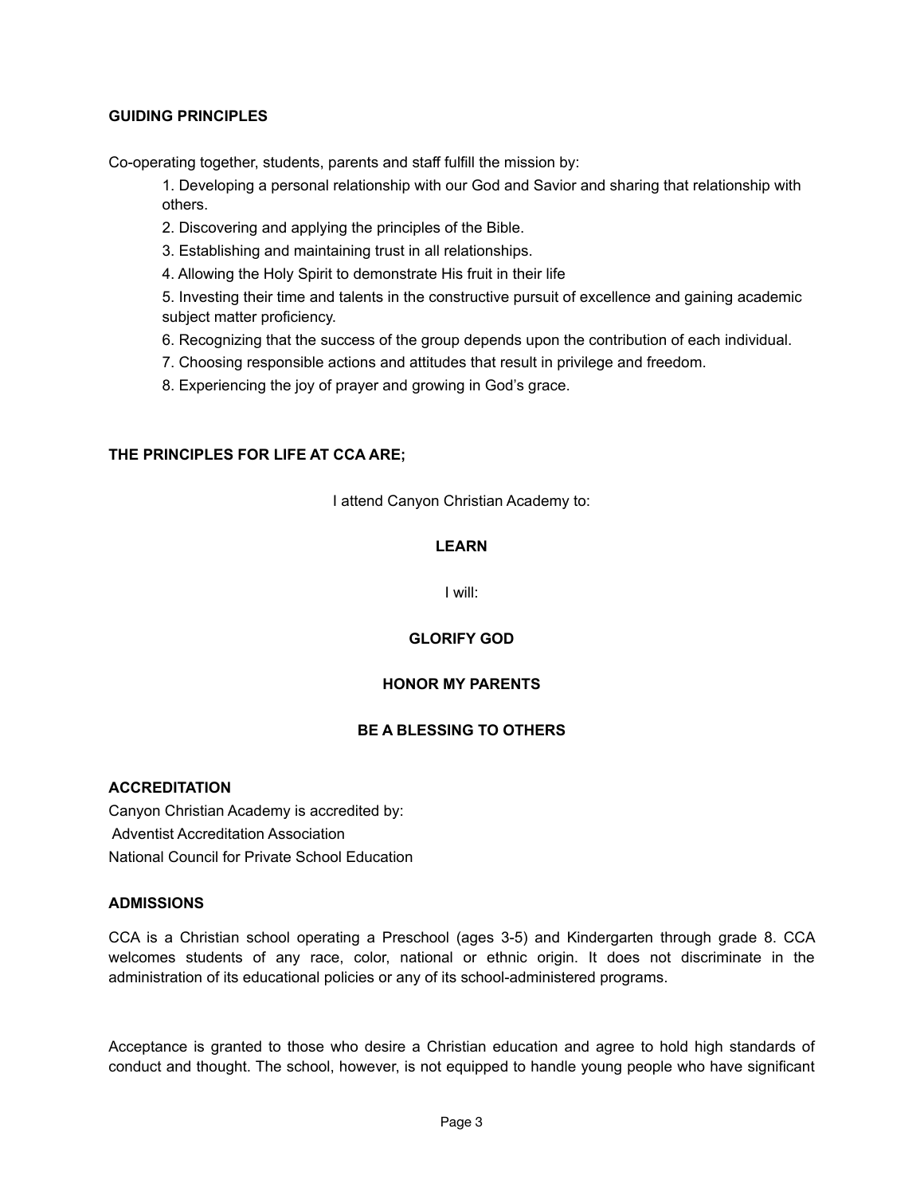## GUIDING PRINCIPLES

Co-operating together, students, parents and staff fulfill the mission by:

1. Developing a personal relationship with our God and Savior and sharing that relationship with others.
2. Discovering and applying the principles of the Bible.
3. Establishing and maintaining trust in all relationships.
4. Allowing the Holy Spirit to demonstrate His fruit in their life
5. Investing their time and talents in the constructive pursuit of excellence and gaining academic subject matter proficiency.
6. Recognizing that the success of the group depends upon the contribution of each individual.
7. Choosing responsible actions and attitudes that result in privilege and freedom.
8. Experiencing the joy of prayer and growing in God's grace.

## THE PRINCIPLES FOR LIFE AT CCA ARE;

I attend Canyon Christian Academy to:

**LEARN**

I will:

**GLORIFY GOD**

**HONOR MY PARENTS**

**BE A BLESSING TO OTHERS**

## ACCREDITATION

Canyon Christian Academy is accredited by:
Adventist Accreditation Association
National Council for Private School Education

## ADMISSIONS

CCA is a Christian school operating a Preschool (ages 3-5) and Kindergarten through grade 8. CCA welcomes students of any race, color, national or ethnic origin. It does not discriminate in the administration of its educational policies or any of its school-administered programs.

Acceptance is granted to those who desire a Christian education and agree to hold high standards of conduct and thought. The school, however, is not equipped to handle young people who have significant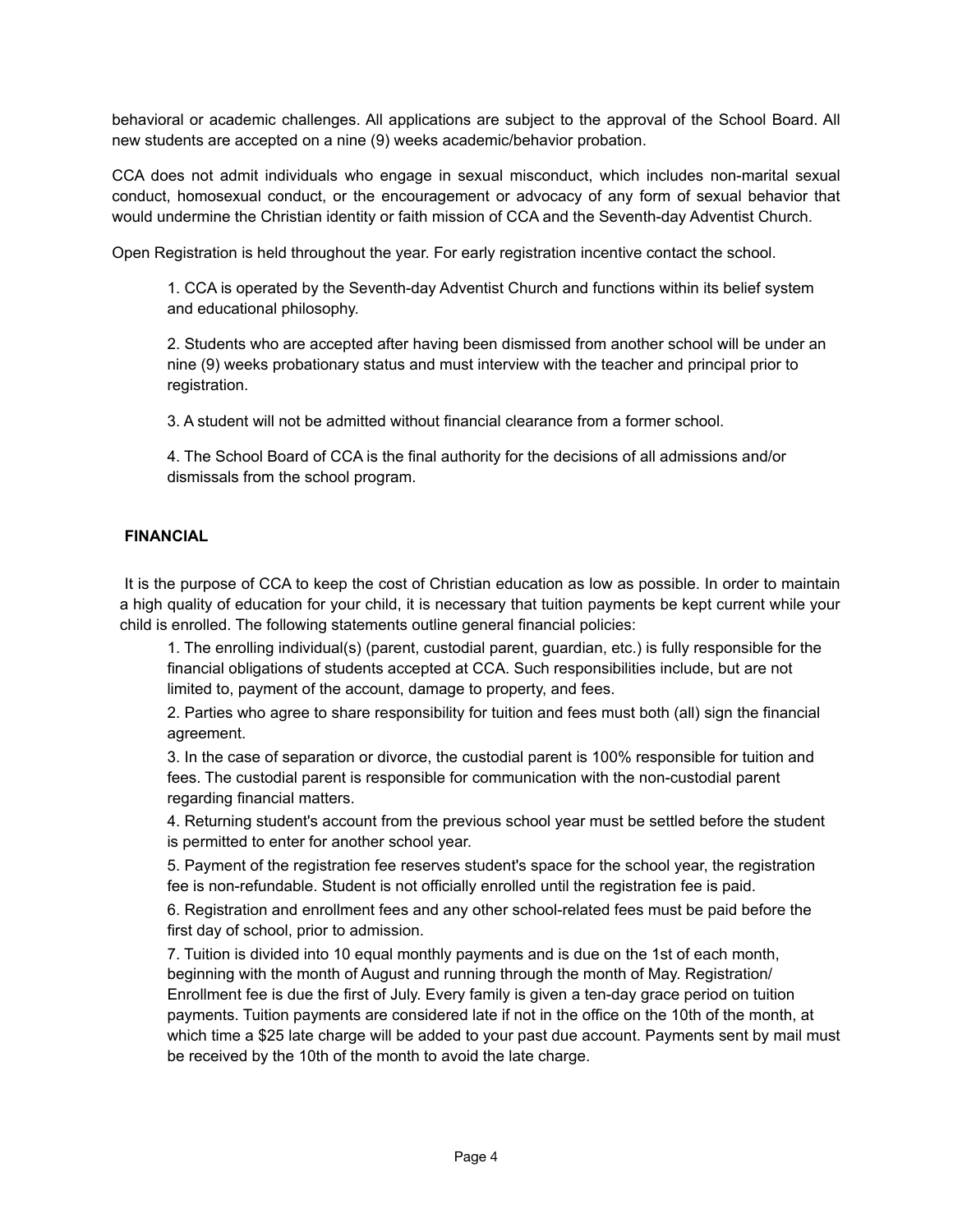behavioral or academic challenges. All applications are subject to the approval of the School Board. All new students are accepted on a nine (9) weeks academic/behavior probation.

CCA does not admit individuals who engage in sexual misconduct, which includes non-marital sexual conduct, homosexual conduct, or the encouragement or advocacy of any form of sexual behavior that would undermine the Christian identity or faith mission of CCA and the Seventh-day Adventist Church.

Open Registration is held throughout the year. For early registration incentive contact the school.

1. CCA is operated by the Seventh-day Adventist Church and functions within its belief system and educational philosophy.

2. Students who are accepted after having been dismissed from another school will be under an nine (9) weeks probationary status and must interview with the teacher and principal prior to registration.

3. A student will not be admitted without financial clearance from a former school.

4. The School Board of CCA is the final authority for the decisions of all admissions and/or dismissals from the school program.

**FINANCIAL**

It is the purpose of CCA to keep the cost of Christian education as low as possible. In order to maintain a high quality of education for your child, it is necessary that tuition payments be kept current while your child is enrolled. The following statements outline general financial policies:

1. The enrolling individual(s) (parent, custodial parent, guardian, etc.) is fully responsible for the financial obligations of students accepted at CCA. Such responsibilities include, but are not limited to, payment of the account, damage to property, and fees.
2. Parties who agree to share responsibility for tuition and fees must both (all) sign the financial agreement.
3. In the case of separation or divorce, the custodial parent is 100% responsible for tuition and fees. The custodial parent is responsible for communication with the non-custodial parent regarding financial matters.
4. Returning student's account from the previous school year must be settled before the student is permitted to enter for another school year.
5. Payment of the registration fee reserves student's space for the school year, the registration fee is non-refundable. Student is not officially enrolled until the registration fee is paid.
6. Registration and enrollment fees and any other school-related fees must be paid before the first day of school, prior to admission.
7. Tuition is divided into 10 equal monthly payments and is due on the 1st of each month, beginning with the month of August and running through the month of May. Registration/ Enrollment fee is due the first of July. Every family is given a ten-day grace period on tuition payments. Tuition payments are considered late if not in the office on the 10th of the month, at which time a $25 late charge will be added to your past due account. Payments sent by mail must be received by the 10th of the month to avoid the late charge.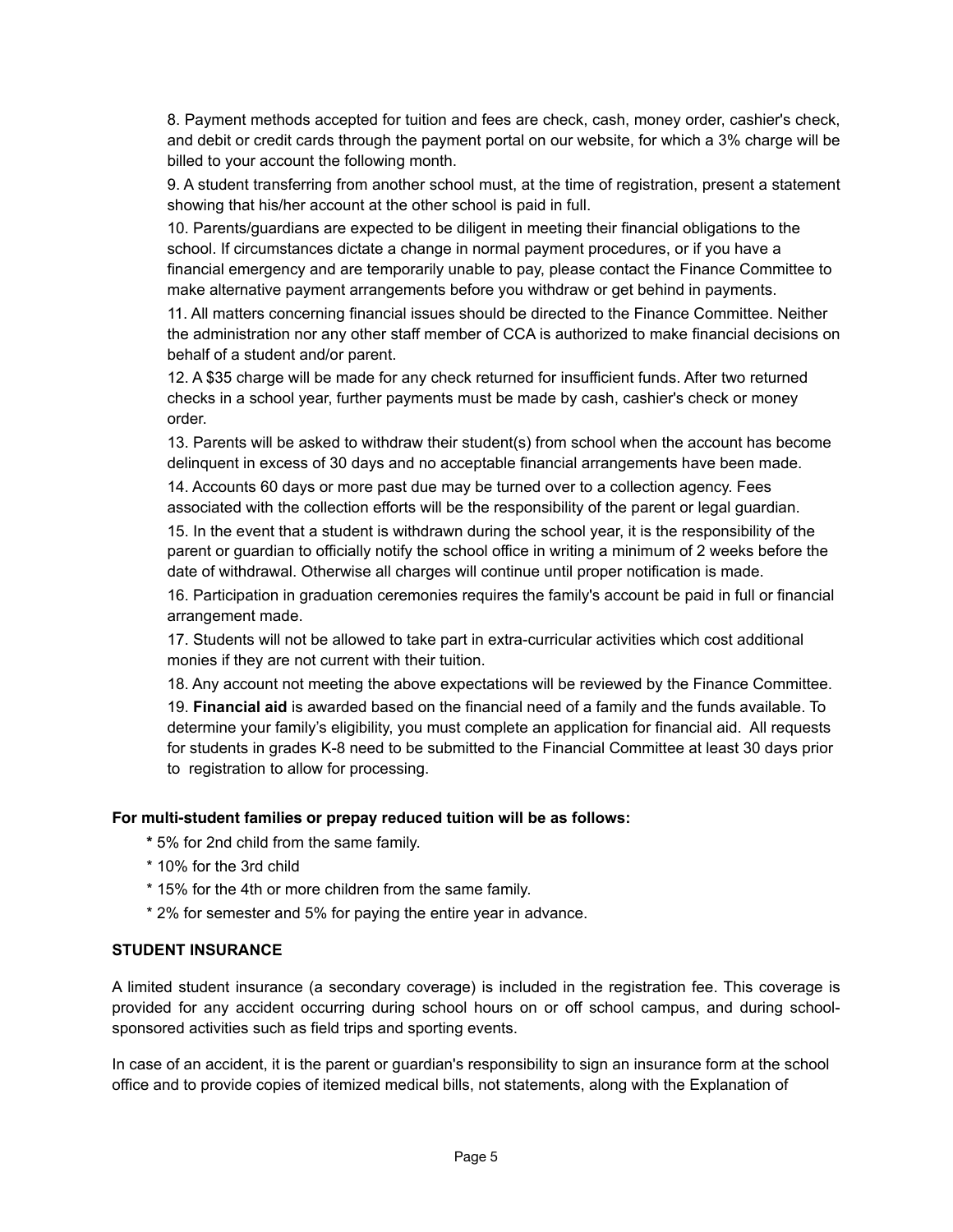8. Payment methods accepted for tuition and fees are check, cash, money order, cashier's check, and debit or credit cards through the payment portal on our website, for which a 3% charge will be billed to your account the following month.

9. A student transferring from another school must, at the time of registration, present a statement showing that his/her account at the other school is paid in full.

10. Parents/guardians are expected to be diligent in meeting their financial obligations to the school. If circumstances dictate a change in normal payment procedures, or if you have a financial emergency and are temporarily unable to pay, please contact the Finance Committee to make alternative payment arrangements before you withdraw or get behind in payments.

11. All matters concerning financial issues should be directed to the Finance Committee. Neither the administration nor any other staff member of CCA is authorized to make financial decisions on behalf of a student and/or parent.

12. A $35 charge will be made for any check returned for insufficient funds. After two returned checks in a school year, further payments must be made by cash, cashier's check or money order.

13. Parents will be asked to withdraw their student(s) from school when the account has become delinquent in excess of 30 days and no acceptable financial arrangements have been made.

14. Accounts 60 days or more past due may be turned over to a collection agency. Fees associated with the collection efforts will be the responsibility of the parent or legal guardian.

15. In the event that a student is withdrawn during the school year, it is the responsibility of the parent or guardian to officially notify the school office in writing a minimum of 2 weeks before the date of withdrawal. Otherwise all charges will continue until proper notification is made.

16. Participation in graduation ceremonies requires the family's account be paid in full or financial arrangement made.

17. Students will not be allowed to take part in extra-curricular activities which cost additional monies if they are not current with their tuition.

18. Any account not meeting the above expectations will be reviewed by the Finance Committee.

19. **Financial aid** is awarded based on the financial need of a family and the funds available. To determine your family's eligibility, you must complete an application for financial aid. All requests for students in grades K-8 need to be submitted to the Financial Committee at least 30 days prior to registration to allow for processing.

**For multi-student families or prepay reduced tuition will be as follows:**

- 5% for 2nd child from the same family.
- 10% for the 3rd child
- 15% for the 4th or more children from the same family.
- 2% for semester and 5% for paying the entire year in advance.

**STUDENT INSURANCE**

A limited student insurance (a secondary coverage) is included in the registration fee. This coverage is provided for any accident occurring during school hours on or off school campus, and during school-sponsored activities such as field trips and sporting events.

In case of an accident, it is the parent or guardian's responsibility to sign an insurance form at the school office and to provide copies of itemized medical bills, not statements, along with the Explanation of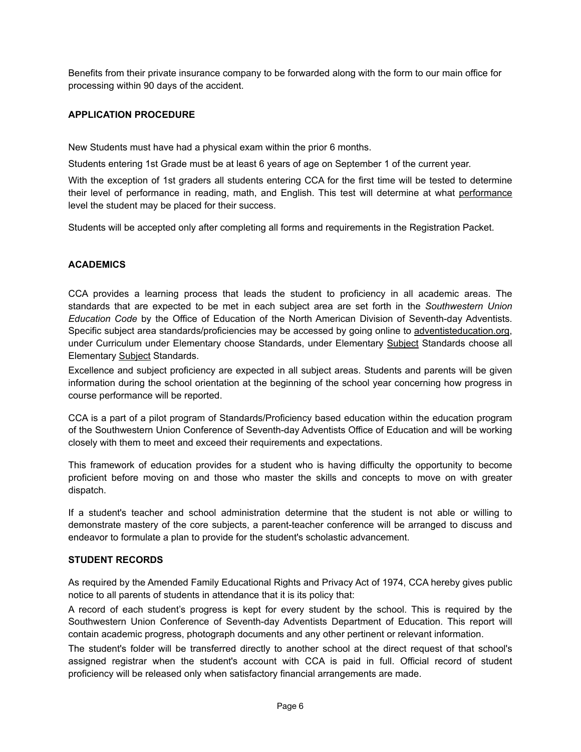Benefits from their private insurance company to be forwarded along with the form to our main office for processing within 90 days of the accident.

## APPLICATION PROCEDURE

New Students must have had a physical exam within the prior 6 months.

Students entering 1st Grade must be at least 6 years of age on September 1 of the current year.

With the exception of 1st graders all students entering CCA for the first time will be tested to determine their level of performance in reading, math, and English. This test will determine at what performance level the student may be placed for their success.

Students will be accepted only after completing all forms and requirements in the Registration Packet.

## ACADEMICS

CCA provides a learning process that leads the student to proficiency in all academic areas. The standards that are expected to be met in each subject area are set forth in the *Southwestern Union Education Code* by the Office of Education of the North American Division of Seventh-day Adventists. Specific subject area standards/proficiencies may be accessed by going online to adventisteducation.org, under Curriculum under Elementary choose Standards, under Elementary Subject Standards choose all Elementary Subject Standards.

Excellence and subject proficiency are expected in all subject areas. Students and parents will be given information during the school orientation at the beginning of the school year concerning how progress in course performance will be reported.

CCA is a part of a pilot program of Standards/Proficiency based education within the education program of the Southwestern Union Conference of Seventh-day Adventists Office of Education and will be working closely with them to meet and exceed their requirements and expectations.

This framework of education provides for a student who is having difficulty the opportunity to become proficient before moving on and those who master the skills and concepts to move on with greater dispatch.

If a student's teacher and school administration determine that the student is not able or willing to demonstrate mastery of the core subjects, a parent-teacher conference will be arranged to discuss and endeavor to formulate a plan to provide for the student's scholastic advancement.

## STUDENT RECORDS

As required by the Amended Family Educational Rights and Privacy Act of 1974, CCA hereby gives public notice to all parents of students in attendance that it is its policy that:

A record of each student's progress is kept for every student by the school. This is required by the Southwestern Union Conference of Seventh-day Adventists Department of Education. This report will contain academic progress, photograph documents and any other pertinent or relevant information.

The student's folder will be transferred directly to another school at the direct request of that school's assigned registrar when the student's account with CCA is paid in full. Official record of student proficiency will be released only when satisfactory financial arrangements are made.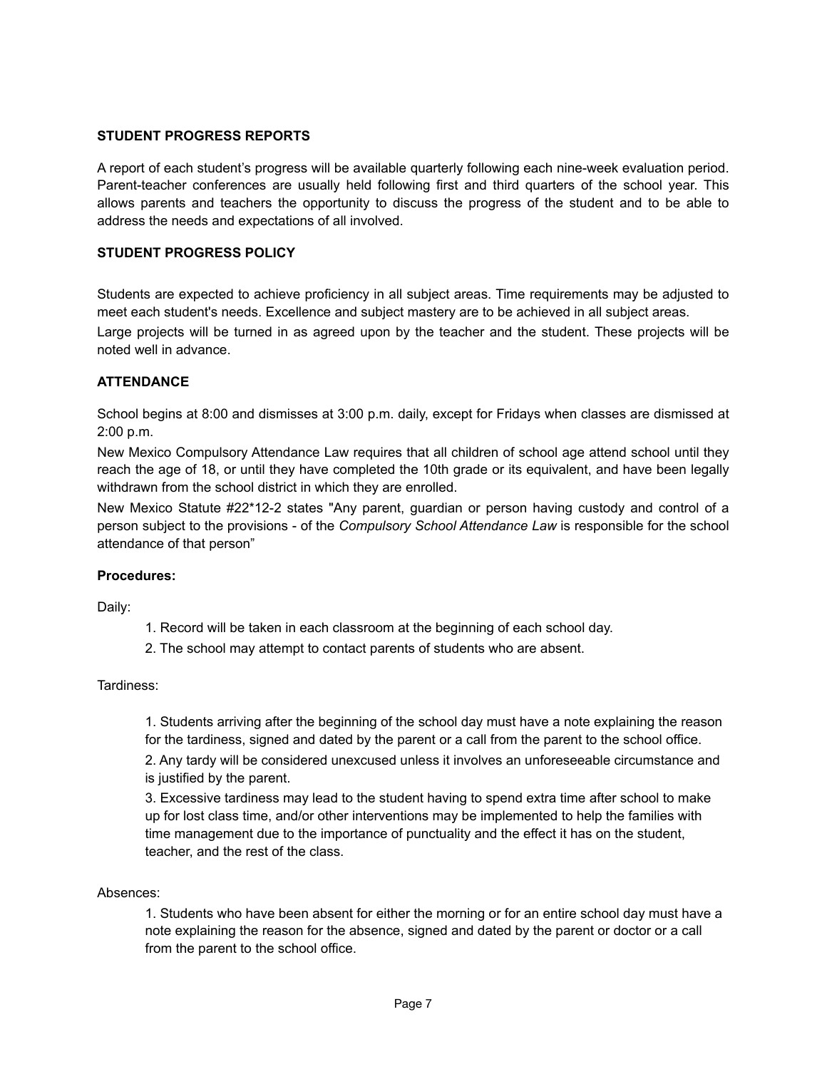## STUDENT PROGRESS REPORTS

A report of each student's progress will be available quarterly following each nine-week evaluation period. Parent-teacher conferences are usually held following first and third quarters of the school year. This allows parents and teachers the opportunity to discuss the progress of the student and to be able to address the needs and expectations of all involved.

## STUDENT PROGRESS POLICY

Students are expected to achieve proficiency in all subject areas. Time requirements may be adjusted to meet each student's needs. Excellence and subject mastery are to be achieved in all subject areas.

Large projects will be turned in as agreed upon by the teacher and the student. These projects will be noted well in advance.

## ATTENDANCE

School begins at 8:00 and dismisses at 3:00 p.m. daily, except for Fridays when classes are dismissed at 2:00 p.m.

New Mexico Compulsory Attendance Law requires that all children of school age attend school until they reach the age of 18, or until they have completed the 10th grade or its equivalent, and have been legally withdrawn from the school district in which they are enrolled.

New Mexico Statute #22*12-2 states "Any parent, guardian or person having custody and control of a person subject to the provisions - of the *Compulsory School Attendance Law* is responsible for the school attendance of that person"

**Procedures:**

Daily:

1. Record will be taken in each classroom at the beginning of each school day.
2. The school may attempt to contact parents of students who are absent.

Tardiness:

1. Students arriving after the beginning of the school day must have a note explaining the reason for the tardiness, signed and dated by the parent or a call from the parent to the school office.
2. Any tardy will be considered unexcused unless it involves an unforeseeable circumstance and is justified by the parent.
3. Excessive tardiness may lead to the student having to spend extra time after school to make up for lost class time, and/or other interventions may be implemented to help the families with time management due to the importance of punctuality and the effect it has on the student, teacher, and the rest of the class.

Absences:

1. Students who have been absent for either the morning or for an entire school day must have a note explaining the reason for the absence, signed and dated by the parent or doctor or a call from the parent to the school office.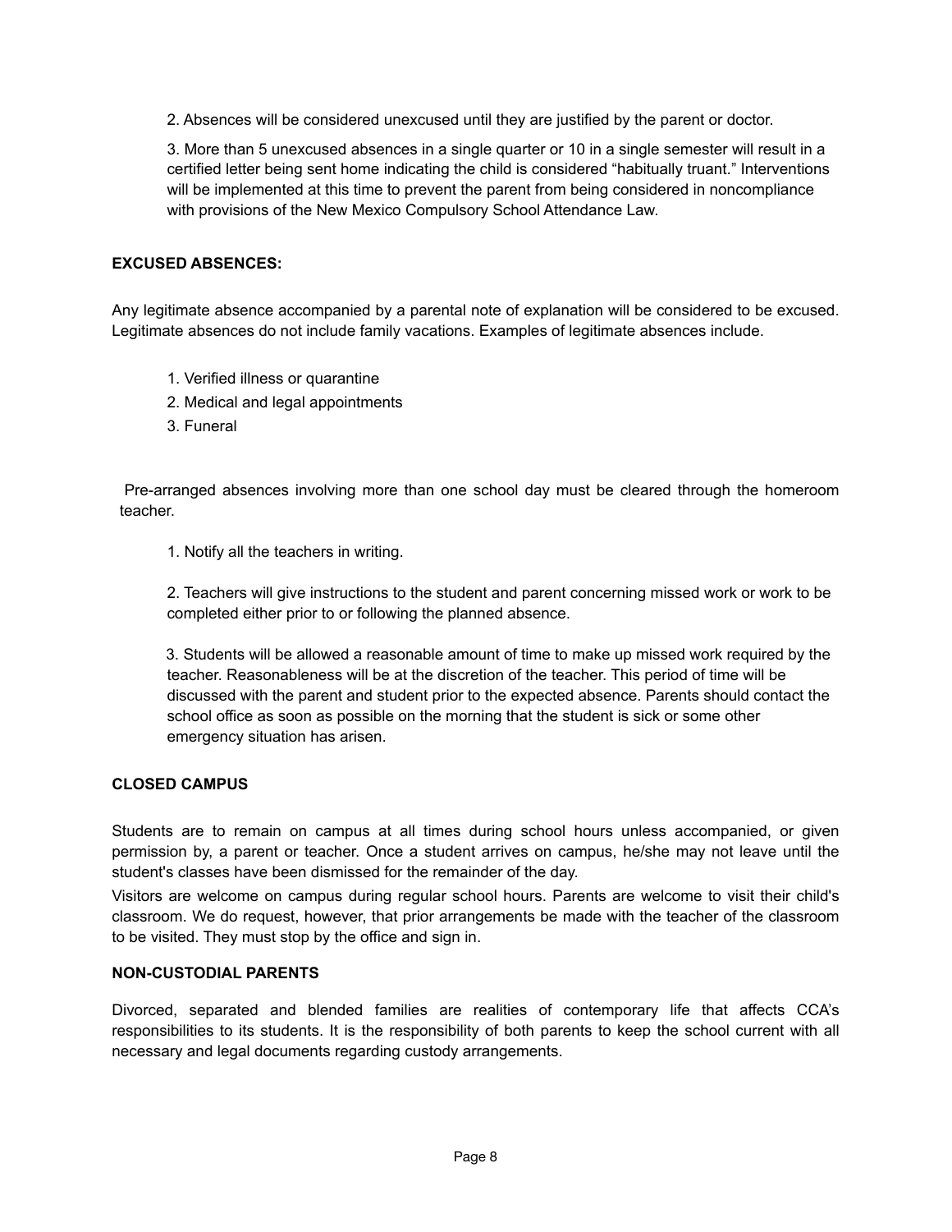2. Absences will be considered unexcused until they are justified by the parent or doctor.

3. More than 5 unexcused absences in a single quarter or 10 in a single semester will result in a certified letter being sent home indicating the child is considered "habitually truant." Interventions will be implemented at this time to prevent the parent from being considered in noncompliance with provisions of the New Mexico Compulsory School Attendance Law.

**EXCUSED ABSENCES:**

Any legitimate absence accompanied by a parental note of explanation will be considered to be excused. Legitimate absences do not include family vacations. Examples of legitimate absences include.

1. Verified illness or quarantine
2. Medical and legal appointments
3. Funeral

Pre-arranged absences involving more than one school day must be cleared through the homeroom teacher.

1. Notify all the teachers in writing.

2. Teachers will give instructions to the student and parent concerning missed work or work to be completed either prior to or following the planned absence.

3. Students will be allowed a reasonable amount of time to make up missed work required by the teacher. Reasonableness will be at the discretion of the teacher. This period of time will be discussed with the parent and student prior to the expected absence. Parents should contact the school office as soon as possible on the morning that the student is sick or some other emergency situation has arisen.

**CLOSED CAMPUS**

Students are to remain on campus at all times during school hours unless accompanied, or given permission by, a parent or teacher. Once a student arrives on campus, he/she may not leave until the student's classes have been dismissed for the remainder of the day.

Visitors are welcome on campus during regular school hours. Parents are welcome to visit their child's classroom. We do request, however, that prior arrangements be made with the teacher of the classroom to be visited. They must stop by the office and sign in.

**NON-CUSTODIAL PARENTS**

Divorced, separated and blended families are realities of contemporary life that affects CCA's responsibilities to its students. It is the responsibility of both parents to keep the school current with all necessary and legal documents regarding custody arrangements.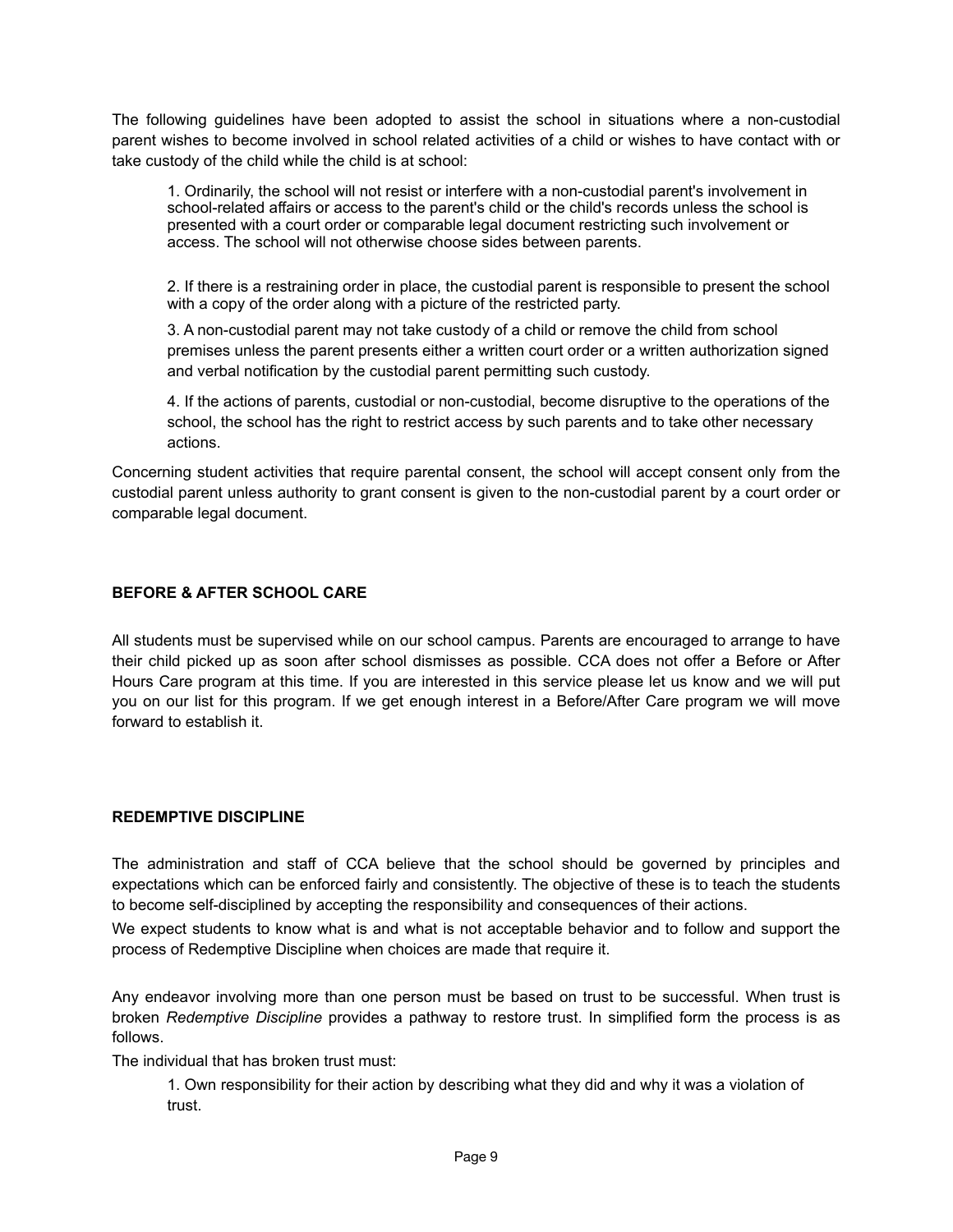The following guidelines have been adopted to assist the school in situations where a non-custodial parent wishes to become involved in school related activities of a child or wishes to have contact with or take custody of the child while the child is at school:

1. Ordinarily, the school will not resist or interfere with a non-custodial parent's involvement in school-related affairs or access to the parent's child or the child's records unless the school is presented with a court order or comparable legal document restricting such involvement or access. The school will not otherwise choose sides between parents.

2. If there is a restraining order in place, the custodial parent is responsible to present the school with a copy of the order along with a picture of the restricted party.

3. A non-custodial parent may not take custody of a child or remove the child from school premises unless the parent presents either a written court order or a written authorization signed and verbal notification by the custodial parent permitting such custody.

4. If the actions of parents, custodial or non-custodial, become disruptive to the operations of the school, the school has the right to restrict access by such parents and to take other necessary actions.

Concerning student activities that require parental consent, the school will accept consent only from the custodial parent unless authority to grant consent is given to the non-custodial parent by a court order or comparable legal document.

## BEFORE & AFTER SCHOOL CARE

All students must be supervised while on our school campus. Parents are encouraged to arrange to have their child picked up as soon after school dismisses as possible. CCA does not offer a Before or After Hours Care program at this time. If you are interested in this service please let us know and we will put you on our list for this program. If we get enough interest in a Before/After Care program we will move forward to establish it.

## REDEMPTIVE DISCIPLINE

The administration and staff of CCA believe that the school should be governed by principles and expectations which can be enforced fairly and consistently. The objective of these is to teach the students to become self-disciplined by accepting the responsibility and consequences of their actions.

We expect students to know what is and what is not acceptable behavior and to follow and support the process of Redemptive Discipline when choices are made that require it.

Any endeavor involving more than one person must be based on trust to be successful. When trust is broken *Redemptive Discipline* provides a pathway to restore trust. In simplified form the process is as follows.

The individual that has broken trust must:

1. Own responsibility for their action by describing what they did and why it was a violation of trust.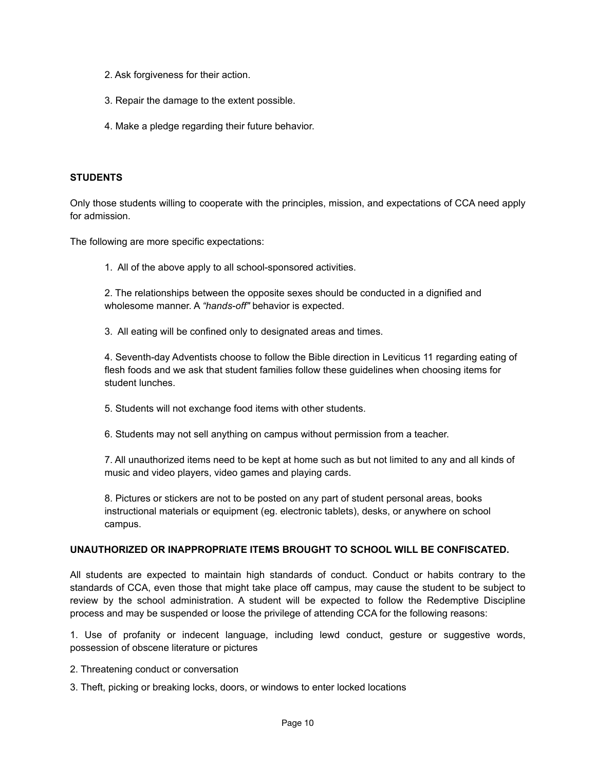2. Ask forgiveness for their action.

3. Repair the damage to the extent possible.

4. Make a pledge regarding their future behavior.

**STUDENTS**

Only those students willing to cooperate with the principles, mission, and expectations of CCA need apply for admission.

The following are more specific expectations:

1. All of the above apply to all school-sponsored activities.

2. The relationships between the opposite sexes should be conducted in a dignified and wholesome manner. A *"hands-off"* behavior is expected.

3. All eating will be confined only to designated areas and times.

4. Seventh-day Adventists choose to follow the Bible direction in Leviticus 11 regarding eating of flesh foods and we ask that student families follow these guidelines when choosing items for student lunches.

5. Students will not exchange food items with other students.

6. Students may not sell anything on campus without permission from a teacher.

7. All unauthorized items need to be kept at home such as but not limited to any and all kinds of music and video players, video games and playing cards.

8. Pictures or stickers are not to be posted on any part of student personal areas, books instructional materials or equipment (eg. electronic tablets), desks, or anywhere on school campus.

**UNAUTHORIZED OR INAPPROPRIATE ITEMS BROUGHT TO SCHOOL WILL BE CONFISCATED.**

All students are expected to maintain high standards of conduct. Conduct or habits contrary to the standards of CCA, even those that might take place off campus, may cause the student to be subject to review by the school administration. A student will be expected to follow the Redemptive Discipline process and may be suspended or loose the privilege of attending CCA for the following reasons:

1. Use of profanity or indecent language, including lewd conduct, gesture or suggestive words, possession of obscene literature or pictures

2. Threatening conduct or conversation

3. Theft, picking or breaking locks, doors, or windows to enter locked locations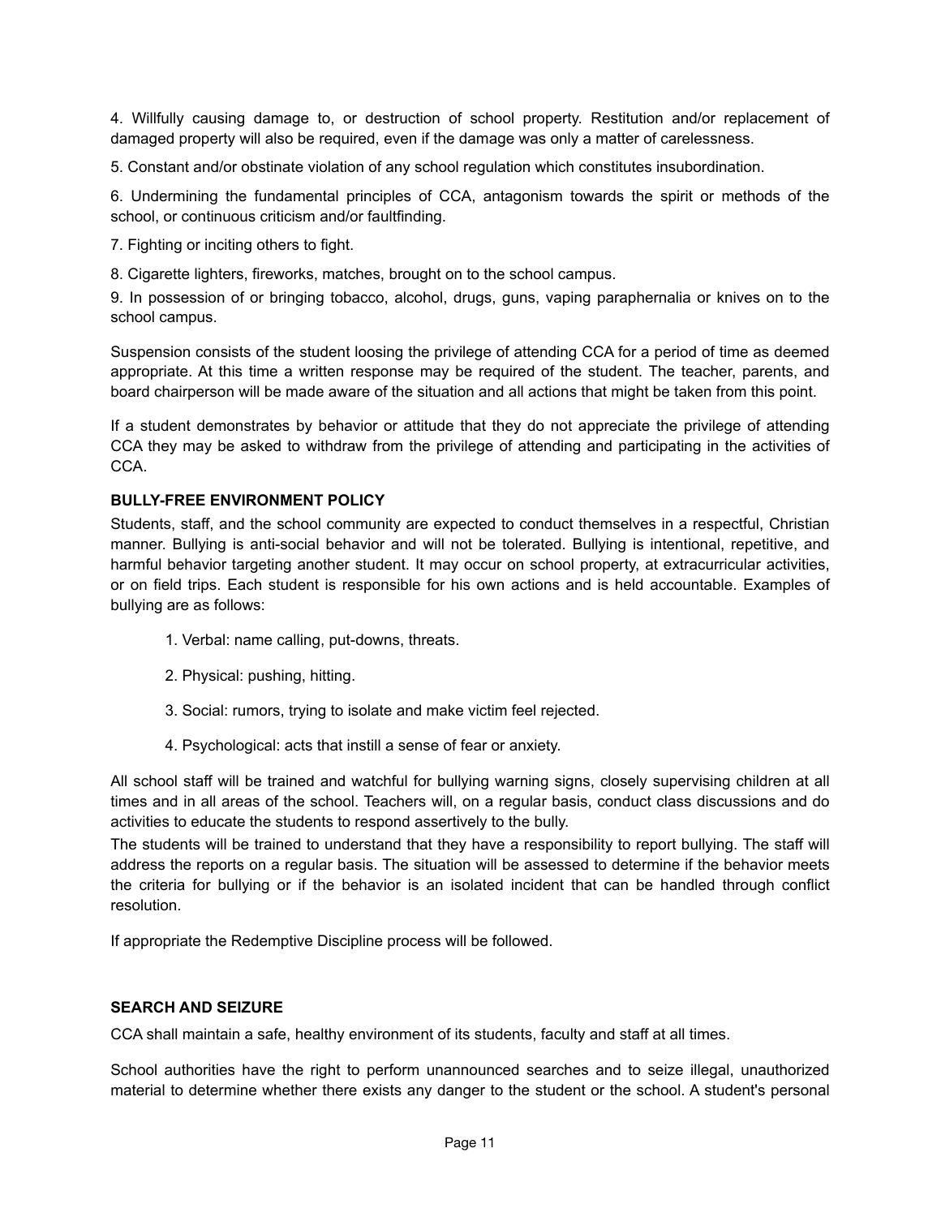4. Willfully causing damage to, or destruction of school property. Restitution and/or replacement of damaged property will also be required, even if the damage was only a matter of carelessness.

5. Constant and/or obstinate violation of any school regulation which constitutes insubordination.

6. Undermining the fundamental principles of CCA, antagonism towards the spirit or methods of the school, or continuous criticism and/or faultfinding.

7. Fighting or inciting others to fight.

8. Cigarette lighters, fireworks, matches, brought on to the school campus.

9. In possession of or bringing tobacco, alcohol, drugs, guns, vaping paraphernalia or knives on to the school campus.

Suspension consists of the student loosing the privilege of attending CCA for a period of time as deemed appropriate. At this time a written response may be required of the student. The teacher, parents, and board chairperson will be made aware of the situation and all actions that might be taken from this point.

If a student demonstrates by behavior or attitude that they do not appreciate the privilege of attending CCA they may be asked to withdraw from the privilege of attending and participating in the activities of CCA.

**BULLY-FREE ENVIRONMENT POLICY**

Students, staff, and the school community are expected to conduct themselves in a respectful, Christian manner. Bullying is anti-social behavior and will not be tolerated. Bullying is intentional, repetitive, and harmful behavior targeting another student. It may occur on school property, at extracurricular activities, or on field trips. Each student is responsible for his own actions and is held accountable. Examples of bullying are as follows:

1. Verbal: name calling, put-downs, threats.
2. Physical: pushing, hitting.
3. Social: rumors, trying to isolate and make victim feel rejected.
4. Psychological: acts that instill a sense of fear or anxiety.

All school staff will be trained and watchful for bullying warning signs, closely supervising children at all times and in all areas of the school. Teachers will, on a regular basis, conduct class discussions and do activities to educate the students to respond assertively to the bully.

The students will be trained to understand that they have a responsibility to report bullying. The staff will address the reports on a regular basis. The situation will be assessed to determine if the behavior meets the criteria for bullying or if the behavior is an isolated incident that can be handled through conflict resolution.

If appropriate the Redemptive Discipline process will be followed.

**SEARCH AND SEIZURE**

CCA shall maintain a safe, healthy environment of its students, faculty and staff at all times.

School authorities have the right to perform unannounced searches and to seize illegal, unauthorized material to determine whether there exists any danger to the student or the school. A student's personal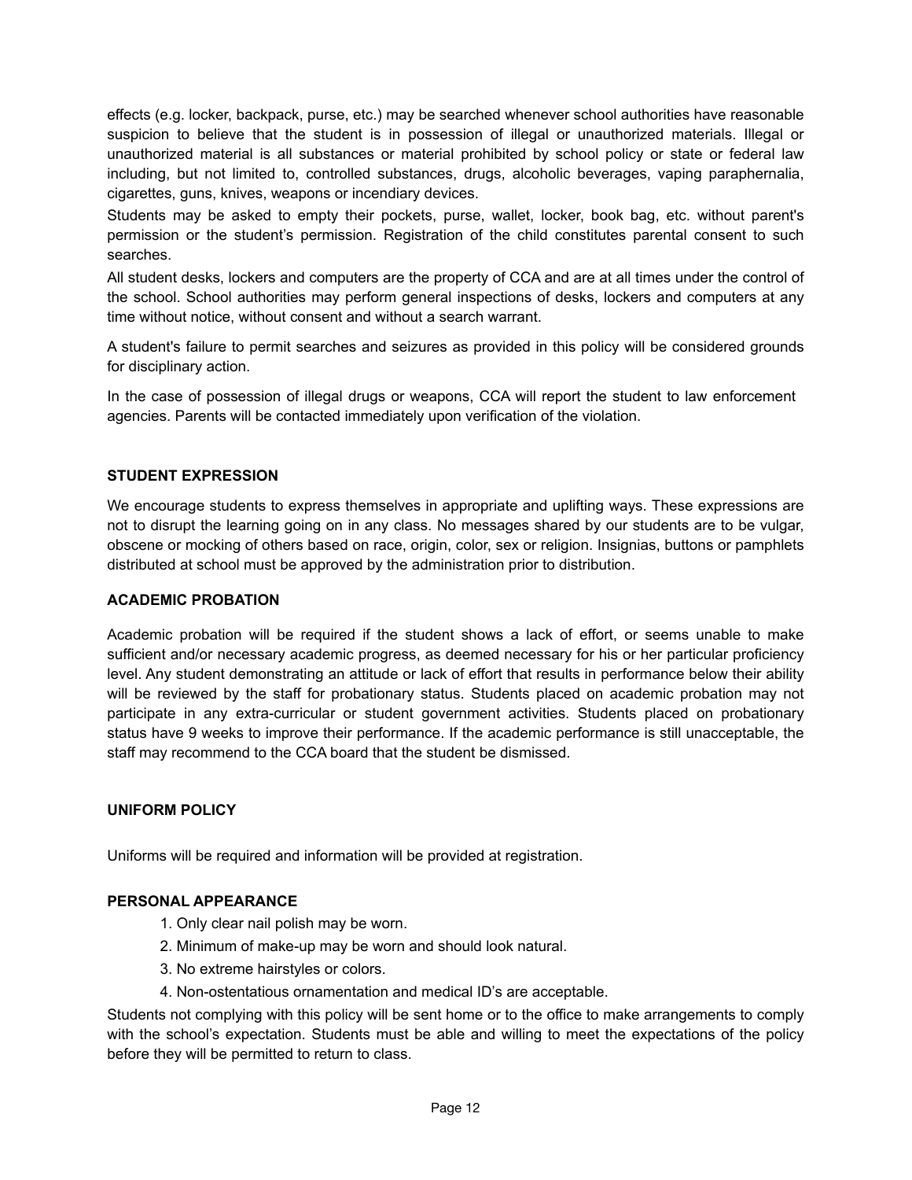effects (e.g. locker, backpack, purse, etc.) may be searched whenever school authorities have reasonable suspicion to believe that the student is in possession of illegal or unauthorized materials. Illegal or unauthorized material is all substances or material prohibited by school policy or state or federal law including, but not limited to, controlled substances, drugs, alcoholic beverages, vaping paraphernalia, cigarettes, guns, knives, weapons or incendiary devices.

Students may be asked to empty their pockets, purse, wallet, locker, book bag, etc. without parent's permission or the student's permission. Registration of the child constitutes parental consent to such searches.

All student desks, lockers and computers are the property of CCA and are at all times under the control of the school. School authorities may perform general inspections of desks, lockers and computers at any time without notice, without consent and without a search warrant.

A student's failure to permit searches and seizures as provided in this policy will be considered grounds for disciplinary action.

In the case of possession of illegal drugs or weapons, CCA will report the student to law enforcement agencies. Parents will be contacted immediately upon verification of the violation.

**STUDENT EXPRESSION**

We encourage students to express themselves in appropriate and uplifting ways. These expressions are not to disrupt the learning going on in any class. No messages shared by our students are to be vulgar, obscene or mocking of others based on race, origin, color, sex or religion. Insignias, buttons or pamphlets distributed at school must be approved by the administration prior to distribution.

**ACADEMIC PROBATION**

Academic probation will be required if the student shows a lack of effort, or seems unable to make sufficient and/or necessary academic progress, as deemed necessary for his or her particular proficiency level. Any student demonstrating an attitude or lack of effort that results in performance below their ability will be reviewed by the staff for probationary status. Students placed on academic probation may not participate in any extra-curricular or student government activities. Students placed on probationary status have 9 weeks to improve their performance. If the academic performance is still unacceptable, the staff may recommend to the CCA board that the student be dismissed.

**UNIFORM POLICY**

Uniforms will be required and information will be provided at registration.

**PERSONAL APPEARANCE**

1. Only clear nail polish may be worn.
2. Minimum of make-up may be worn and should look natural.
3. No extreme hairstyles or colors.
4. Non-ostentatious ornamentation and medical ID's are acceptable.

Students not complying with this policy will be sent home or to the office to make arrangements to comply with the school's expectation. Students must be able and willing to meet the expectations of the policy before they will be permitted to return to class.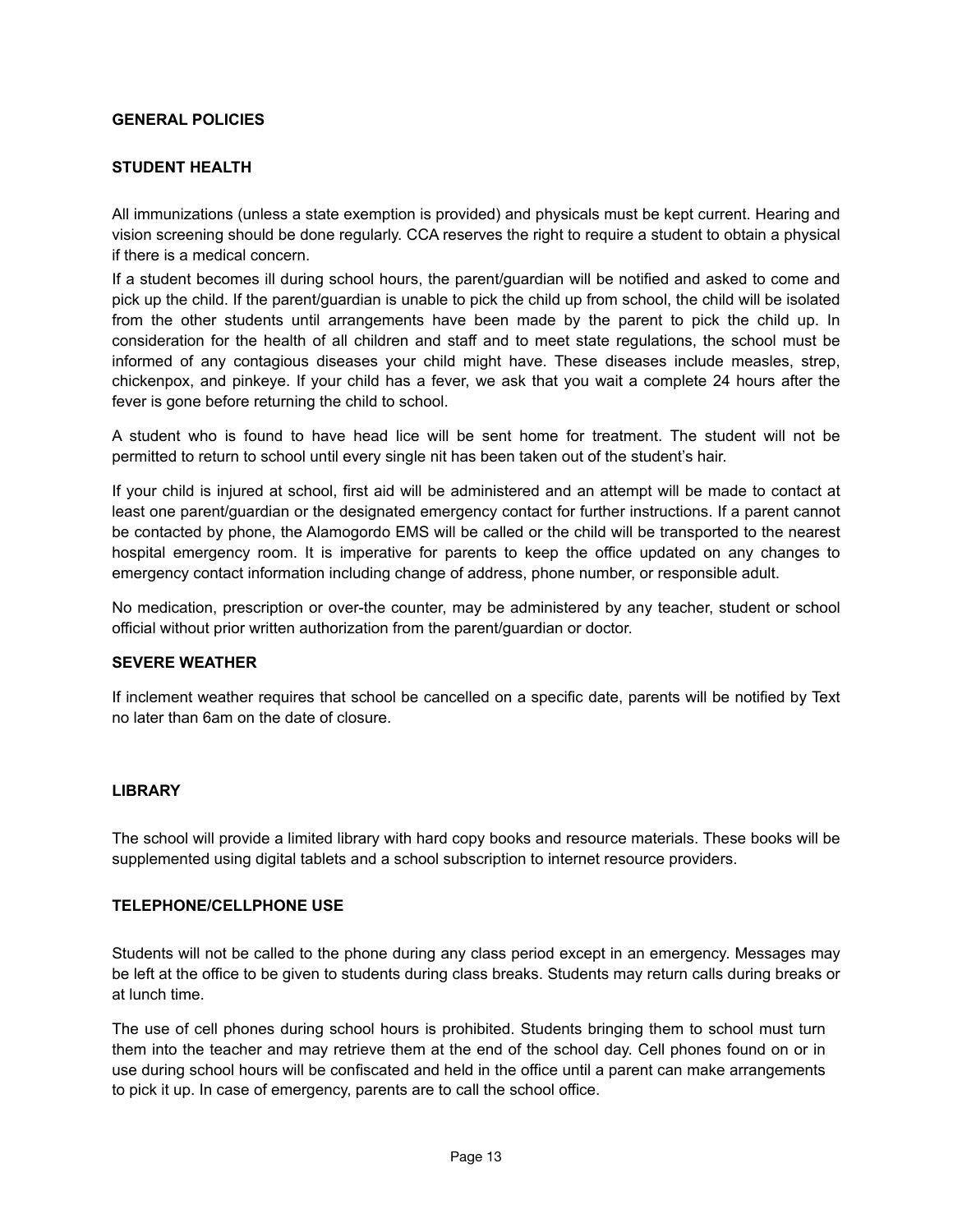## GENERAL POLICIES

### STUDENT HEALTH

All immunizations (unless a state exemption is provided) and physicals must be kept current. Hearing and vision screening should be done regularly. CCA reserves the right to require a student to obtain a physical if there is a medical concern.

If a student becomes ill during school hours, the parent/guardian will be notified and asked to come and pick up the child. If the parent/guardian is unable to pick the child up from school, the child will be isolated from the other students until arrangements have been made by the parent to pick the child up. In consideration for the health of all children and staff and to meet state regulations, the school must be informed of any contagious diseases your child might have. These diseases include measles, strep, chickenpox, and pinkeye. If your child has a fever, we ask that you wait a complete 24 hours after the fever is gone before returning the child to school.

A student who is found to have head lice will be sent home for treatment. The student will not be permitted to return to school until every single nit has been taken out of the student's hair.

If your child is injured at school, first aid will be administered and an attempt will be made to contact at least one parent/guardian or the designated emergency contact for further instructions. If a parent cannot be contacted by phone, the Alamogordo EMS will be called or the child will be transported to the nearest hospital emergency room. It is imperative for parents to keep the office updated on any changes to emergency contact information including change of address, phone number, or responsible adult.

No medication, prescription or over-the counter, may be administered by any teacher, student or school official without prior written authorization from the parent/guardian or doctor.

### SEVERE WEATHER

If inclement weather requires that school be cancelled on a specific date, parents will be notified by Text no later than 6am on the date of closure.

### LIBRARY

The school will provide a limited library with hard copy books and resource materials. These books will be supplemented using digital tablets and a school subscription to internet resource providers.

### TELEPHONE/CELLPHONE USE

Students will not be called to the phone during any class period except in an emergency. Messages may be left at the office to be given to students during class breaks. Students may return calls during breaks or at lunch time.

The use of cell phones during school hours is prohibited. Students bringing them to school must turn them into the teacher and may retrieve them at the end of the school day. Cell phones found on or in use during school hours will be confiscated and held in the office until a parent can make arrangements to pick it up. In case of emergency, parents are to call the school office.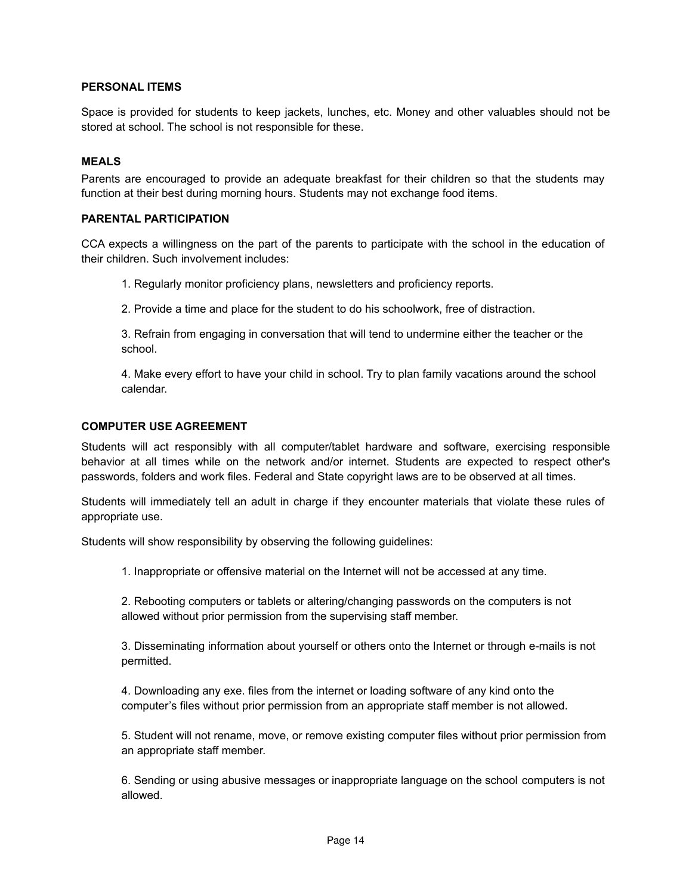### PERSONAL ITEMS

Space is provided for students to keep jackets, lunches, etc. Money and other valuables should not be stored at school. The school is not responsible for these.

### MEALS

Parents are encouraged to provide an adequate breakfast for their children so that the students may function at their best during morning hours. Students may not exchange food items.

### PARENTAL PARTICIPATION

CCA expects a willingness on the part of the parents to participate with the school in the education of their children. Such involvement includes:

1. Regularly monitor proficiency plans, newsletters and proficiency reports.

2. Provide a time and place for the student to do his schoolwork, free of distraction.

3. Refrain from engaging in conversation that will tend to undermine either the teacher or the school.

4. Make every effort to have your child in school. Try to plan family vacations around the school calendar.

### COMPUTER USE AGREEMENT

Students will act responsibly with all computer/tablet hardware and software, exercising responsible behavior at all times while on the network and/or internet. Students are expected to respect other's passwords, folders and work files. Federal and State copyright laws are to be observed at all times.

Students will immediately tell an adult in charge if they encounter materials that violate these rules of appropriate use.

Students will show responsibility by observing the following guidelines:

1. Inappropriate or offensive material on the Internet will not be accessed at any time.

2. Rebooting computers or tablets or altering/changing passwords on the computers is not allowed without prior permission from the supervising staff member.

3. Disseminating information about yourself or others onto the Internet or through e-mails is not permitted.

4. Downloading any exe. files from the internet or loading software of any kind onto the computer's files without prior permission from an appropriate staff member is not allowed.

5. Student will not rename, move, or remove existing computer files without prior permission from an appropriate staff member.

6. Sending or using abusive messages or inappropriate language on the school computers is not allowed.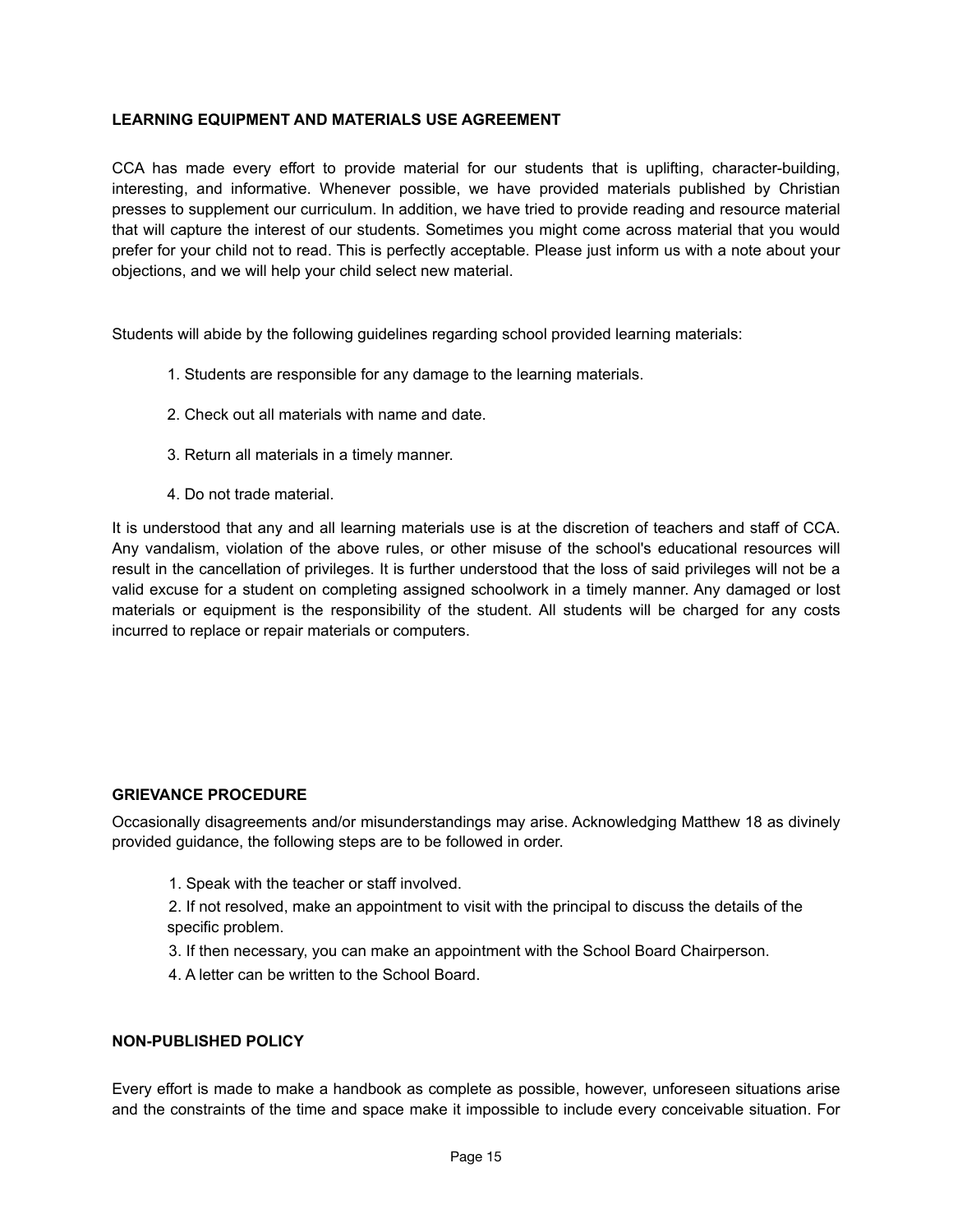## LEARNING EQUIPMENT AND MATERIALS USE AGREEMENT

CCA has made every effort to provide material for our students that is uplifting, character-building, interesting, and informative. Whenever possible, we have provided materials published by Christian presses to supplement our curriculum. In addition, we have tried to provide reading and resource material that will capture the interest of our students. Sometimes you might come across material that you would prefer for your child not to read. This is perfectly acceptable. Please just inform us with a note about your objections, and we will help your child select new material.

Students will abide by the following guidelines regarding school provided learning materials:

1. Students are responsible for any damage to the learning materials.
2. Check out all materials with name and date.
3. Return all materials in a timely manner.
4. Do not trade material.

It is understood that any and all learning materials use is at the discretion of teachers and staff of CCA. Any vandalism, violation of the above rules, or other misuse of the school's educational resources will result in the cancellation of privileges. It is further understood that the loss of said privileges will not be a valid excuse for a student on completing assigned schoolwork in a timely manner. Any damaged or lost materials or equipment is the responsibility of the student. All students will be charged for any costs incurred to replace or repair materials or computers.

## GRIEVANCE PROCEDURE

Occasionally disagreements and/or misunderstandings may arise. Acknowledging Matthew 18 as divinely provided guidance, the following steps are to be followed in order.

1. Speak with the teacher or staff involved.
2. If not resolved, make an appointment to visit with the principal to discuss the details of the specific problem.
3. If then necessary, you can make an appointment with the School Board Chairperson.
4. A letter can be written to the School Board.

## NON-PUBLISHED POLICY

Every effort is made to make a handbook as complete as possible, however, unforeseen situations arise and the constraints of the time and space make it impossible to include every conceivable situation. For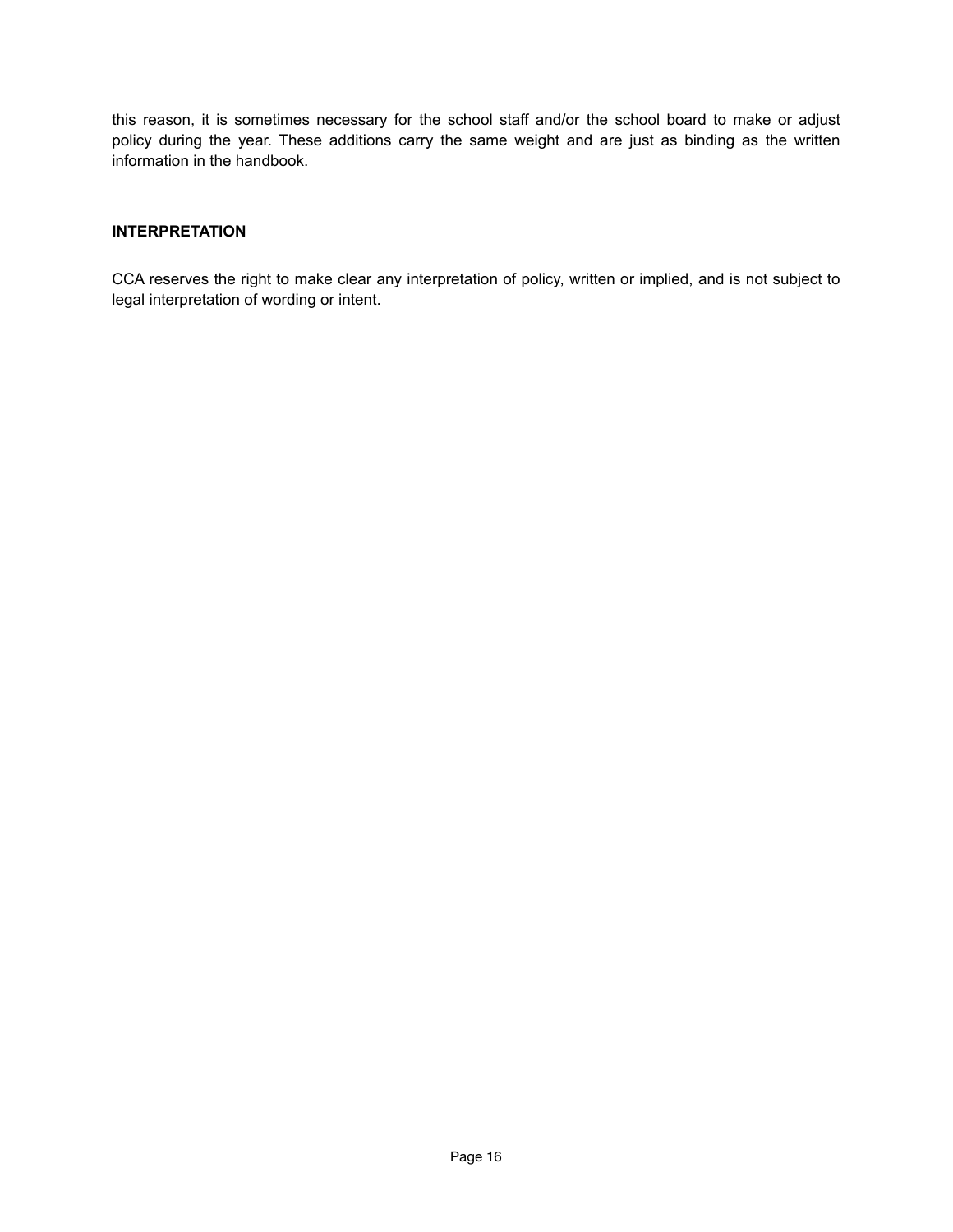this reason, it is sometimes necessary for the school staff and/or the school board to make or adjust policy during the year. These additions carry the same weight and are just as binding as the written information in the handbook.

**INTERPRETATION**

CCA reserves the right to make clear any interpretation of policy, written or implied, and is not subject to legal interpretation of wording or intent.